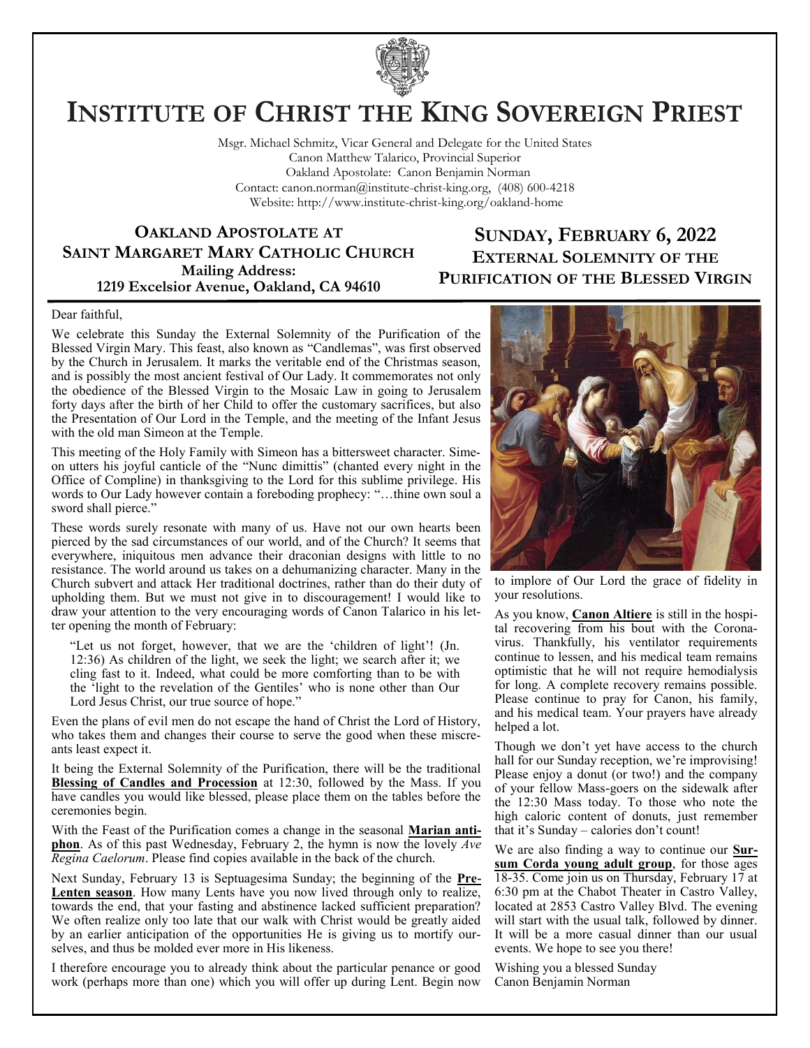# Institute of Christ the King Sovereign Priest

Msgr. Michael Schmitz, Vicar General and Delegate for the United States
Canon Matthew Talarico, Provincial Superior
Oakland Apostolate: Canon Benjamin Norman
Contact: canon.norman@institute-christ-king.org, (408) 600-4218
Website: http://www.institute-christ-king.org/oakland-home

## Oakland Apostolate at Saint Margaret Mary Catholic Church

**Mailing Address:**
**1219 Excelsior Avenue, Oakland, CA 94610**

## Sunday, February 6, 2022
## External Solemnity of the Purification of the Blessed Virgin

Dear faithful,

We celebrate this Sunday the External Solemnity of the Purification of the Blessed Virgin Mary. This feast, also known as "Candlemas", was first observed by the Church in Jerusalem. It marks the veritable end of the Christmas season, and is possibly the most ancient festival of Our Lady. It commemorates not only the obedience of the Blessed Virgin to the Mosaic Law in going to Jerusalem forty days after the birth of her Child to offer the customary sacrifices, but also the Presentation of Our Lord in the Temple, and the meeting of the Infant Jesus with the old man Simeon at the Temple.

This meeting of the Holy Family with Simeon has a bittersweet character. Simeon utters his joyful canticle of the "Nunc dimittis" (chanted every night in the Office of Compline) in thanksgiving to the Lord for this sublime privilege. His words to Our Lady however contain a foreboding prophecy: "…thine own soul a sword shall pierce."

These words surely resonate with many of us. Have not our own hearts been pierced by the sad circumstances of our world, and of the Church? It seems that everywhere, iniquitous men advance their draconian designs with little to no resistance. The world around us takes on a dehumanizing character. Many in the Church subvert and attack Her traditional doctrines, rather than do their duty of upholding them. But we must not give in to discouragement! I would like to draw your attention to the very encouraging words of Canon Talarico in his letter opening the month of February:

> "Let us not forget, however, that we are the 'children of light'! (Jn. 12:36) As children of the light, we seek the light; we search after it; we cling fast to it. Indeed, what could be more comforting than to be with the 'light to the revelation of the Gentiles' who is none other than Our Lord Jesus Christ, our true source of hope."

Even the plans of evil men do not escape the hand of Christ the Lord of History, who takes them and changes their course to serve the good when these miscreants least expect it.

It being the External Solemnity of the Purification, there will be the traditional **Blessing of Candles and Procession** at 12:30, followed by the Mass. If you have candles you would like blessed, please place them on the tables before the ceremonies begin.

With the Feast of the Purification comes a change in the seasonal **Marian antiphon**. As of this past Wednesday, February 2, the hymn is now the lovely *Ave Regina Caelorum*. Please find copies available in the back of the church.

Next Sunday, February 13 is Septuagesima Sunday; the beginning of the **Pre-Lenten season**. How many Lents have you now lived through only to realize, towards the end, that your fasting and abstinence lacked sufficient preparation? We often realize only too late that our walk with Christ would be greatly aided by an earlier anticipation of the opportunities He is giving us to mortify ourselves, and thus be molded ever more in His likeness.

I therefore encourage you to already think about the particular penance or good work (perhaps more than one) which you will offer up during Lent. Begin now to implore of Our Lord the grace of fidelity in your resolutions.

As you know, **Canon Altiere** is still in the hospital recovering from his bout with the Coronavirus. Thankfully, his ventilator requirements continue to lessen, and his medical team remains optimistic that he will not require hemodialysis for long. A complete recovery remains possible. Please continue to pray for Canon, his family, and his medical team. Your prayers have already helped a lot.

Though we don't yet have access to the church hall for our Sunday reception, we're improvising! Please enjoy a donut (or two!) and the company of your fellow Mass-goers on the sidewalk after the 12:30 Mass today. To those who note the high caloric content of donuts, just remember that it's Sunday – calories don't count!

We are also finding a way to continue our **Sursum Corda young adult group**, for those ages 18-35. Come join us on Thursday, February 17 at 6:30 pm at the Chabot Theater in Castro Valley, located at 2853 Castro Valley Blvd. The evening will start with the usual talk, followed by dinner. It will be a more casual dinner than our usual events. We hope to see you there!

Wishing you a blessed Sunday
Canon Benjamin Norman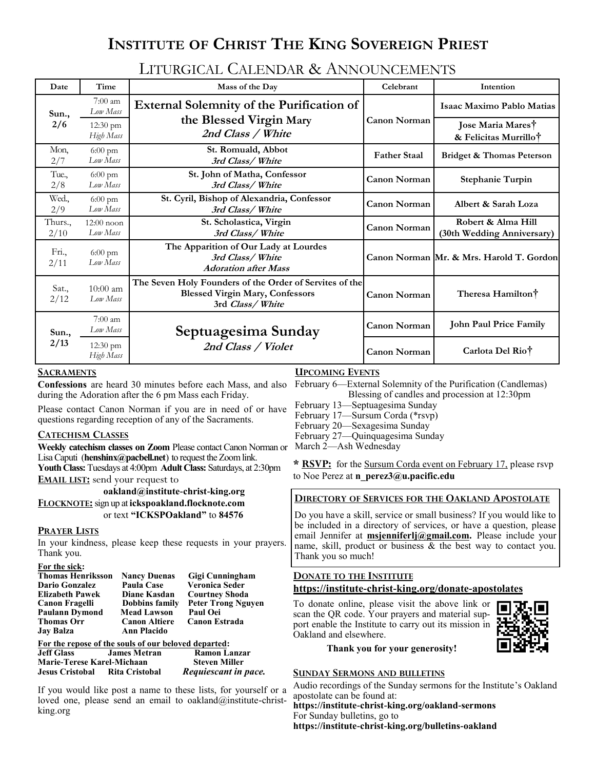# Institute of Christ The King Sovereign Priest

## Liturgical Calendar & Announcements

| Date | Time | Mass of the Day | Celebrant | Intention |
|---|---|---|---|---|
| Sun., 2/6 | 7:00 am *Low Mass* | **External Solemnity of the Purification of the Blessed Virgin Mary** *2nd Class / White* | Canon Norman | Isaac Maximo Pablo Matias |
| | 12:30 pm *High Mass* | | | Jose Maria Mares† & Felicitas Murrillo† |
| Mon, 2/7 | 6:00 pm *Low Mass* | **St. Romuald, Abbot** *3rd Class/ White* | Father Staal | Bridget & Thomas Peterson |
| Tue., 2/8 | 6:00 pm *Low Mass* | **St. John of Matha, Confessor** *3rd Class/ White* | Canon Norman | Stephanie Turpin |
| Wed., 2/9 | 6:00 pm *Low Mass* | **St. Cyril, Bishop of Alexandria, Confessor** *3rd Class/ White* | Canon Norman | Albert & Sarah Loza |
| Thurs., 2/10 | 12:00 noon *Low Mass* | **St. Scholastica, Virgin** *3rd Class/ White* | Canon Norman | Robert & Alma Hill (30th Wedding Anniversary) |
| Fri., 2/11 | 6:00 pm *Low Mass* | **The Apparition of Our Lady at Lourdes** *3rd Class/ White* *Adoration after Mass* | Canon Norman | Mr. & Mrs. Harold T. Gordon |
| Sat., 2/12 | 10:00 am *Low Mass* | **The Seven Holy Founders of the Order of Servites of the Blessed Virgin Mary, Confessors** 3rd *Class/ White* | Canon Norman | Theresa Hamilton† |
| Sun., 2/13 | 7:00 am *Low Mass* | **Septuagesima Sunday** *2nd Class / Violet* | Canon Norman | John Paul Price Family |
| | 12:30 pm *High Mass* | | Canon Norman | Carlota Del Rio† |

### Sacraments

**Confessions** are heard 30 minutes before each Mass, and also during the Adoration after the 6 pm Mass each Friday.

Please contact Canon Norman if you are in need of or have questions regarding reception of any of the Sacraments.

### Catechism Classes

**Weekly catechism classes on Zoom** Please contact Canon Norman or Lisa Caputi (**henshinx@pacbell.net**) to request the Zoom link.
**Youth Class:** Tuesdays at 4:00pm **Adult Class:** Saturdays, at 2:30pm

**Email list:** send your request to **oakland@institute-christ-king.org**

**Flocknote:** sign up at **ickspoakland.flocknote.com** or text **"ICKSPOakland"** to **84576**

### Prayer Lists

In your kindness, please keep these requests in your prayers. Thank you.

**For the sick:**

**Thomas Henriksson, Nancy Duenas, Gigi Cunningham, Dario Gonzalez, Paula Case, Veronica Seder, Elizabeth Pawek, Diane Kasdan, Courtney Shoda, Canon Fragelli, Dobbins family, Peter Trong Nguyen, Paulann Dymond, Mead Lawson, Paul Oei, Thomas Orr, Canon Altiere, Canon Estrada, Jay Balza, Ann Placido**

**For the repose of the souls of our beloved departed:**

**Jeff Glass, James Metran, Ramon Lanzar, Marie-Terese Karel-Michaan, Steven Miller, Jesus Cristobal, Rita Cristobal** ***Requiescant in pace.***

If you would like post a name to these lists, for yourself or a loved one, please send an email to oakland@institute-christ-king.org

### Upcoming Events

February 6—External Solemnity of the Purification (Candlemas)
Blessing of candles and procession at 12:30pm
February 13—Septuagesima Sunday
February 17—Sursum Corda (*rsvp)
February 20—Sexagesima Sunday
February 27—Quinquagesima Sunday
March 2—Ash Wednesday

**\* RSVP:** for the Sursum Corda event on February 17, please rsvp to Noe Perez at **n_perez3@u.pacific.edu**

### Directory of Services for the Oakland Apostolate

Do you have a skill, service or small business? If you would like to be included in a directory of services, or have a question, please email Jennifer at **msjenniferlj@gmail.com.** Please include your name, skill, product or business & the best way to contact you. Thank you so much!

### Donate to the Institute

**https://institute-christ-king.org/donate-apostolates**

To donate online, please visit the above link or scan the QR code. Your prayers and material support enable the Institute to carry out its mission in Oakland and elsewhere.

**Thank you for your generosity!**

### Sunday Sermons and Bulletins

Audio recordings of the Sunday sermons for the Institute's Oakland apostolate can be found at:
**https://institute-christ-king.org/oakland-sermons**
For Sunday bulletins, go to
**https://institute-christ-king.org/bulletins-oakland**